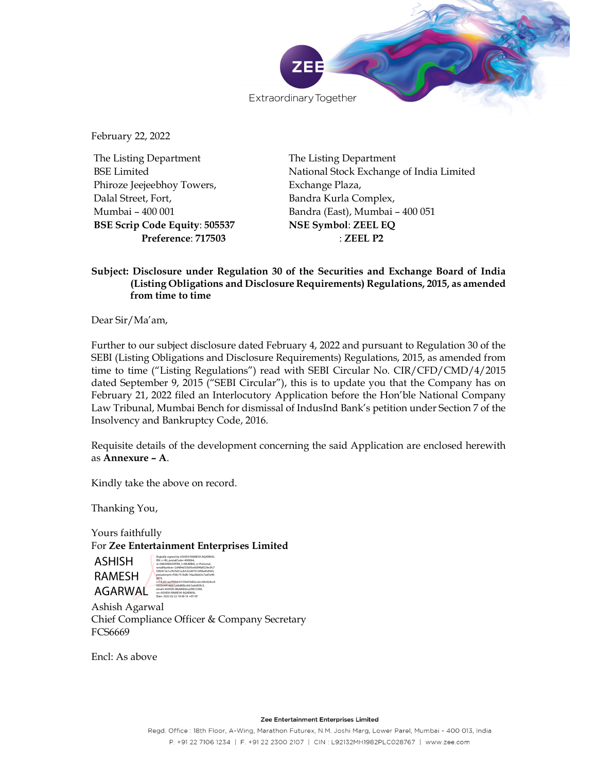ZEE

Extraordinary Together

February 22, 2022

The Listing Department
BSE Limited
Phiroze Jeejeebhoy Towers,
Dalal Street, Fort,
Mumbai – 400 001
**BSE Scrip Code Equity**: **505537**
**Preference**: **717503**

The Listing Department
National Stock Exchange of India Limited
Exchange Plaza,
Bandra Kurla Complex,
Bandra (East), Mumbai – 400 051
**NSE Symbol**: **ZEEL EQ**
: **ZEEL P2**

**Subject: Disclosure under Regulation 30 of the Securities and Exchange Board of India (Listing Obligations and Disclosure Requirements) Regulations, 2015, as amended from time to time**

Dear Sir/Ma'am,

Further to our subject disclosure dated February 4, 2022 and pursuant to Regulation 30 of the SEBI (Listing Obligations and Disclosure Requirements) Regulations, 2015, as amended from time to time ("Listing Regulations") read with SEBI Circular No. CIR/CFD/CMD/4/2015 dated September 9, 2015 ("SEBI Circular"), this is to update you that the Company has on February 21, 2022 filed an Interlocutory Application before the Hon'ble National Company Law Tribunal, Mumbai Bench for dismissal of IndusInd Bank's petition under Section 7 of the Insolvency and Bankruptcy Code, 2016.

Requisite details of the development concerning the said Application are enclosed herewith as **Annexure – A**.

Kindly take the above on record.

Thanking You,

Yours faithfully
For **Zee Entertainment Enterprises Limited**

ASHISH RAMESH AGARWAL

Digitally signed by ASHISH RAMESH AGARWAL
Date: 2022.02.22 18:38:16 +05'30'

Ashish Agarwal
Chief Compliance Officer & Company Secretary
FCS6669

Encl: As above

**Zee Entertainment Enterprises Limited**
Regd. Office : 18th Floor, A-Wing, Marathon Futurex, N.M. Joshi Marg, Lower Parel, Mumbai - 400 013, India
P. +91 22 7106 1234 | F. +91 22 2300 2107 | CIN : L92132MH1982PLC028767 | www.zee.com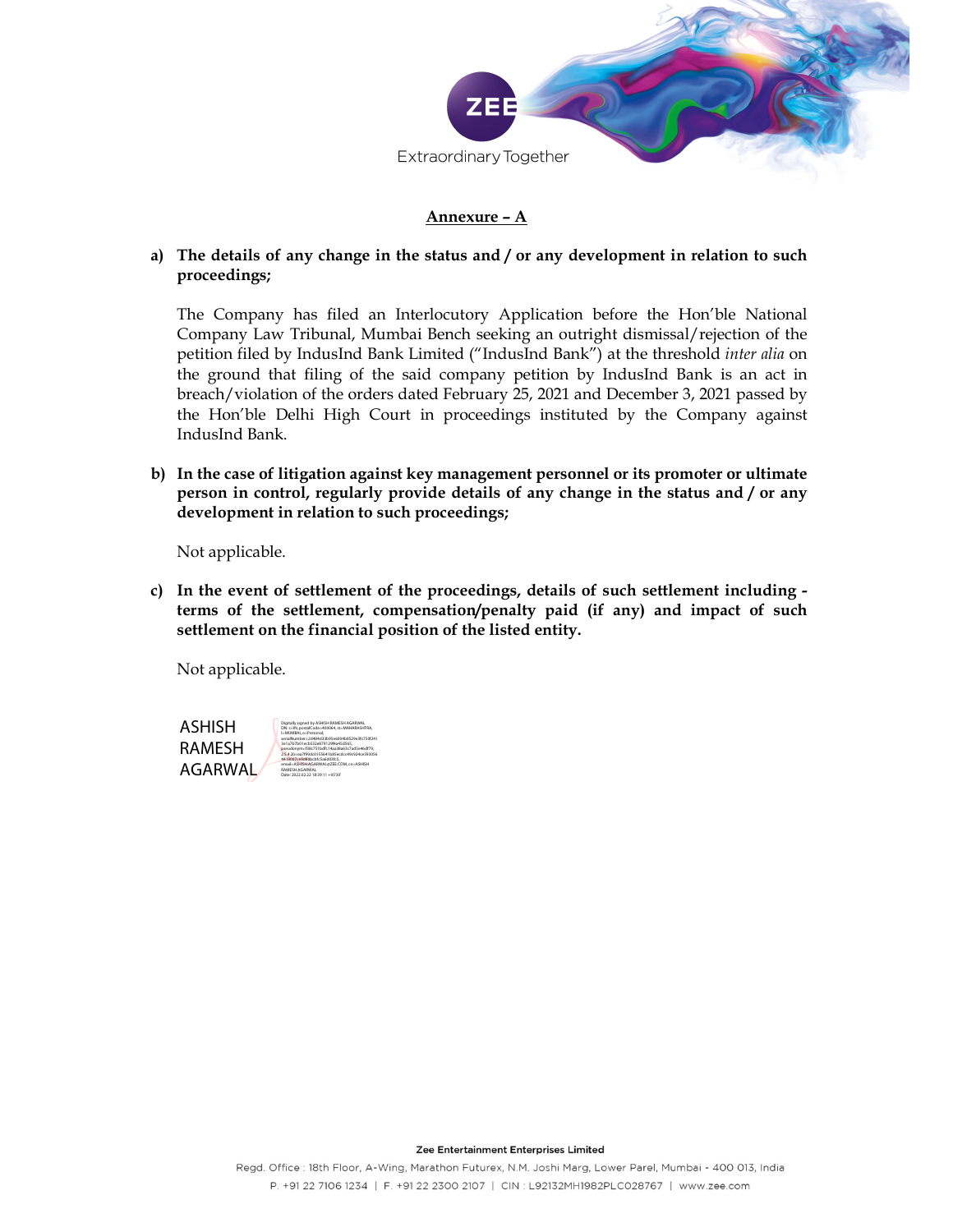## Annexure – A

**a) The details of any change in the status and / or any development in relation to such proceedings;**

The Company has filed an Interlocutory Application before the Hon'ble National Company Law Tribunal, Mumbai Bench seeking an outright dismissal/rejection of the petition filed by IndusInd Bank Limited ("IndusInd Bank") at the threshold *inter alia* on the ground that filing of the said company petition by IndusInd Bank is an act in breach/violation of the orders dated February 25, 2021 and December 3, 2021 passed by the Hon'ble Delhi High Court in proceedings instituted by the Company against IndusInd Bank.

**b) In the case of litigation against key management personnel or its promoter or ultimate person in control, regularly provide details of any change in the status and / or any development in relation to such proceedings;**

Not applicable.

**c) In the event of settlement of the proceedings, details of such settlement including - terms of the settlement, compensation/penalty paid (if any) and impact of such settlement on the financial position of the listed entity.**

Not applicable.

ASHISH RAMESH AGARWAL

Digitally signed by ASHISH RAMESH AGARWAL
Date: 2022.02.22 18:39:11 +05'30'